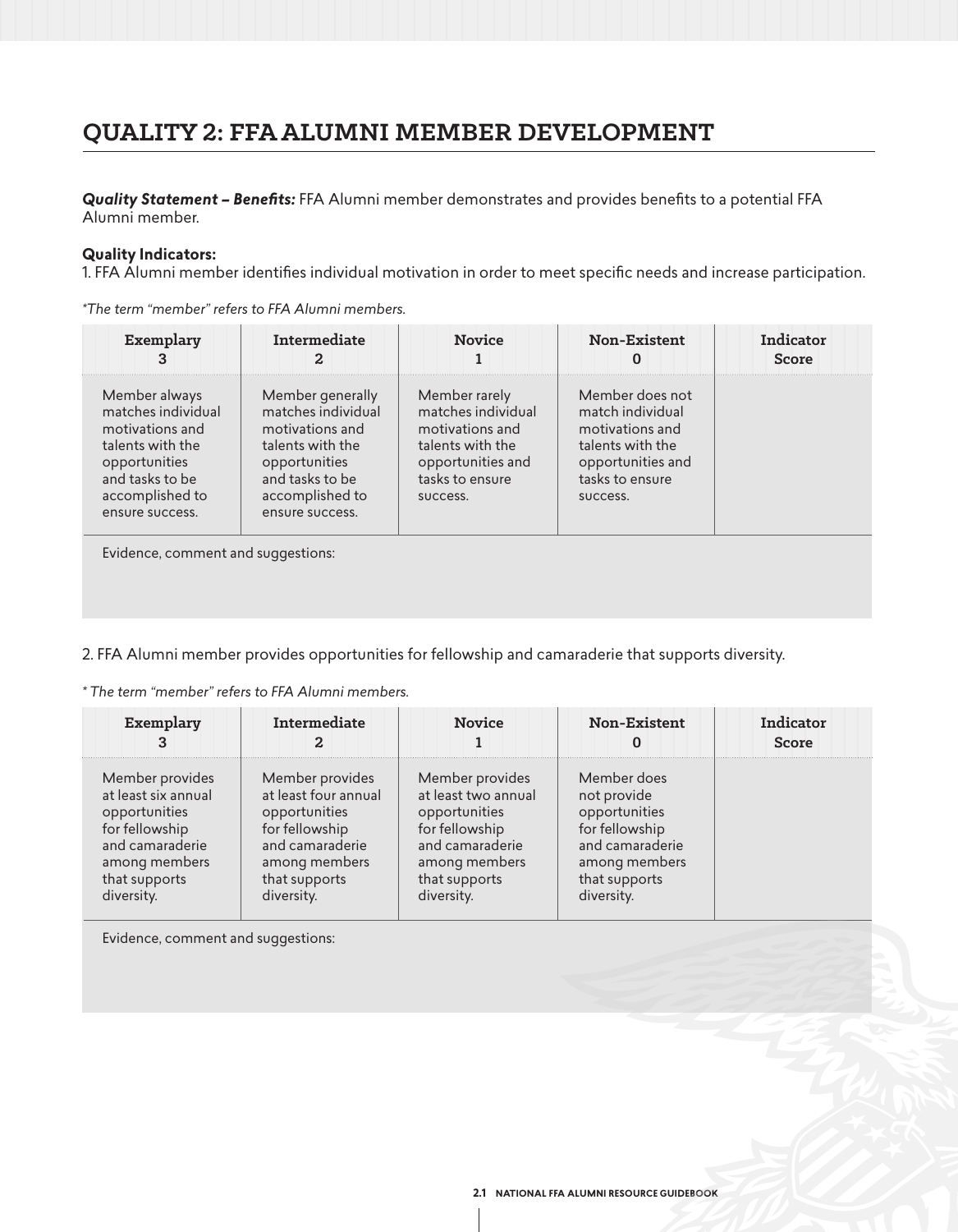# QUALITY 2: FFA ALUMNI MEMBER DEVELOPMENT

***Quality Statement – Benefits:*** FFA Alumni member demonstrates and provides benefits to a potential FFA Alumni member.

**Quality Indicators:**

1. FFA Alumni member identifies individual motivation in order to meet specific needs and increase participation.

*\*The term "member" refers to FFA Alumni members.*

| Exemplary 3 | Intermediate 2 | Novice 1 | Non-Existent 0 | Indicator Score |
|---|---|---|---|---|
| Member always matches individual motivations and talents with the opportunities and tasks to be accomplished to ensure success. | Member generally matches individual motivations and talents with the opportunities and tasks to be accomplished to ensure success. | Member rarely matches individual motivations and talents with the opportunities and tasks to ensure success. | Member does not match individual motivations and talents with the opportunities and tasks to ensure success. | |

Evidence, comment and suggestions:

2. FFA Alumni member provides opportunities for fellowship and camaraderie that supports diversity.

*\* The term "member" refers to FFA Alumni members.*

| Exemplary 3 | Intermediate 2 | Novice 1 | Non-Existent 0 | Indicator Score |
|---|---|---|---|---|
| Member provides at least six annual opportunities for fellowship and camaraderie among members that supports diversity. | Member provides at least four annual opportunities for fellowship and camaraderie among members that supports diversity. | Member provides at least two annual opportunities for fellowship and camaraderie among members that supports diversity. | Member does not provide opportunities for fellowship and camaraderie among members that supports diversity. | |

Evidence, comment and suggestions: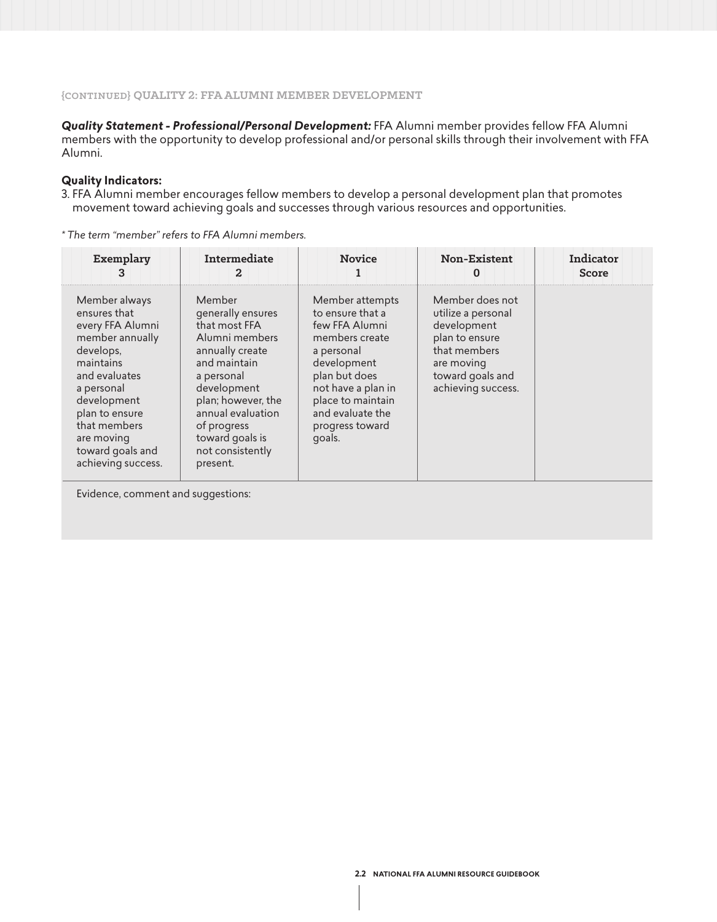{CONTINUED} QUALITY 2: FFA ALUMNI MEMBER DEVELOPMENT

***Quality Statement - Professional/Personal Development:*** FFA Alumni member provides fellow FFA Alumni members with the opportunity to develop professional and/or personal skills through their involvement with FFA Alumni.

**Quality Indicators:**

3. FFA Alumni member encourages fellow members to develop a personal development plan that promotes movement toward achieving goals and successes through various resources and opportunities.

*\* The term "member" refers to FFA Alumni members.*

| Exemplary 3 | Intermediate 2 | Novice 1 | Non-Existent 0 | Indicator Score |
|---|---|---|---|---|
| Member always ensures that every FFA Alumni member annually develops, maintains and evaluates a personal development plan to ensure that members are moving toward goals and achieving success. | Member generally ensures that most FFA Alumni members annually create and maintain a personal development plan; however, the annual evaluation of progress toward goals is not consistently present. | Member attempts to ensure that a few FFA Alumni members create a personal development plan but does not have a plan in place to maintain and evaluate the progress toward goals. | Member does not utilize a personal development plan to ensure that members are moving toward goals and achieving success. | |
| Evidence, comment and suggestions: | | | | |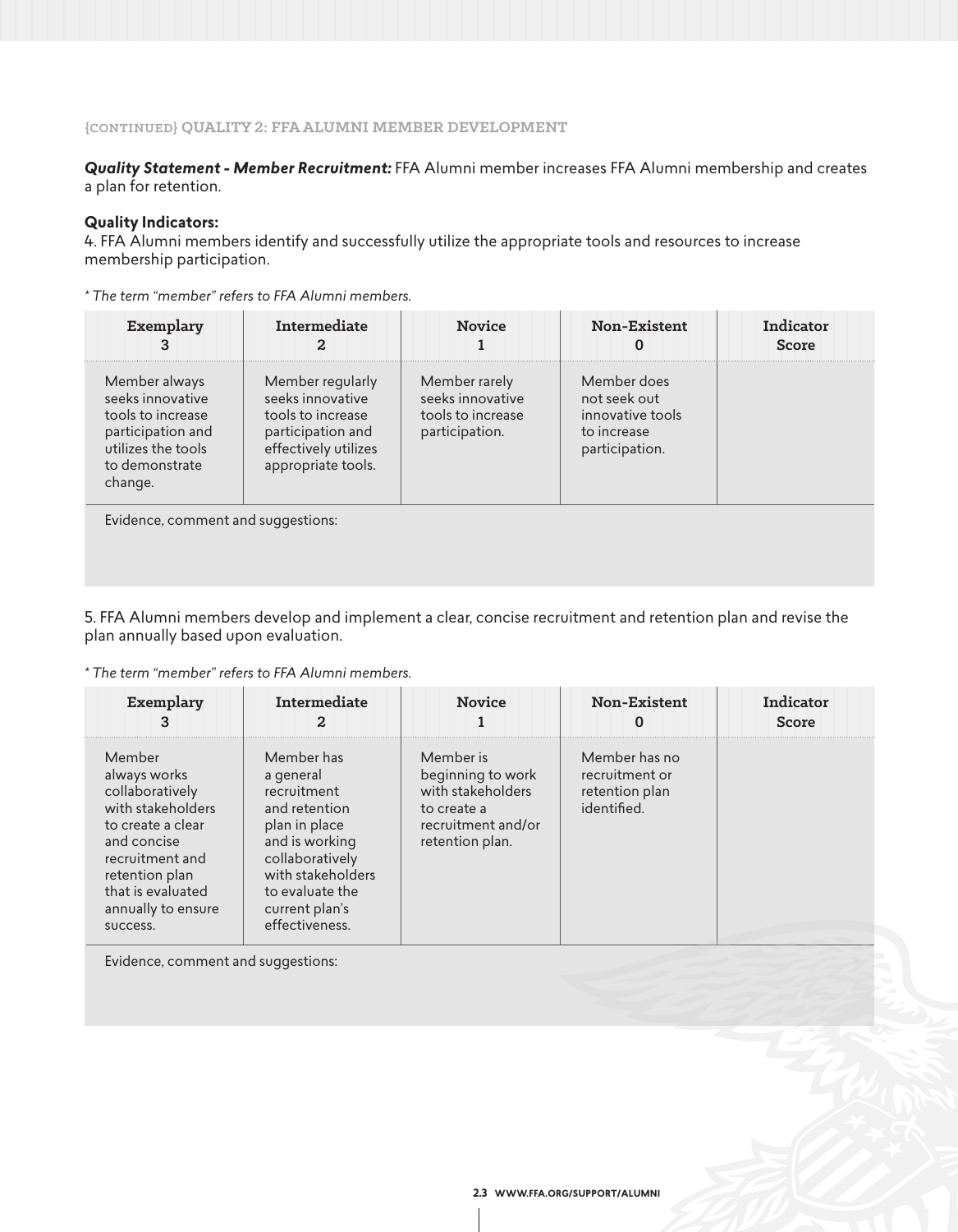### {CONTINUED} QUALITY 2: FFA ALUMNI MEMBER DEVELOPMENT

***Quality Statement - Member Recruitment:*** FFA Alumni member increases FFA Alumni membership and creates a plan for retention.

**Quality Indicators:**

4. FFA Alumni members identify and successfully utilize the appropriate tools and resources to increase membership participation.

*\* The term "member" refers to FFA Alumni members.*

| Exemplary 3 | Intermediate 2 | Novice 1 | Non-Existent 0 | Indicator Score |
|---|---|---|---|---|
| Member always seeks innovative tools to increase participation and utilizes the tools to demonstrate change. | Member regularly seeks innovative tools to increase participation and effectively utilizes appropriate tools. | Member rarely seeks innovative tools to increase participation. | Member does not seek out innovative tools to increase participation. | |

Evidence, comment and suggestions:

5. FFA Alumni members develop and implement a clear, concise recruitment and retention plan and revise the plan annually based upon evaluation.

*\* The term "member" refers to FFA Alumni members.*

| Exemplary 3 | Intermediate 2 | Novice 1 | Non-Existent 0 | Indicator Score |
|---|---|---|---|---|
| Member always works collaboratively with stakeholders to create a clear and concise recruitment and retention plan that is evaluated annually to ensure success. | Member has a general recruitment and retention plan in place and is working collaboratively with stakeholders to evaluate the current plan's effectiveness. | Member is beginning to work with stakeholders to create a recruitment and/or retention plan. | Member has no recruitment or retention plan identified. | |

Evidence, comment and suggestions: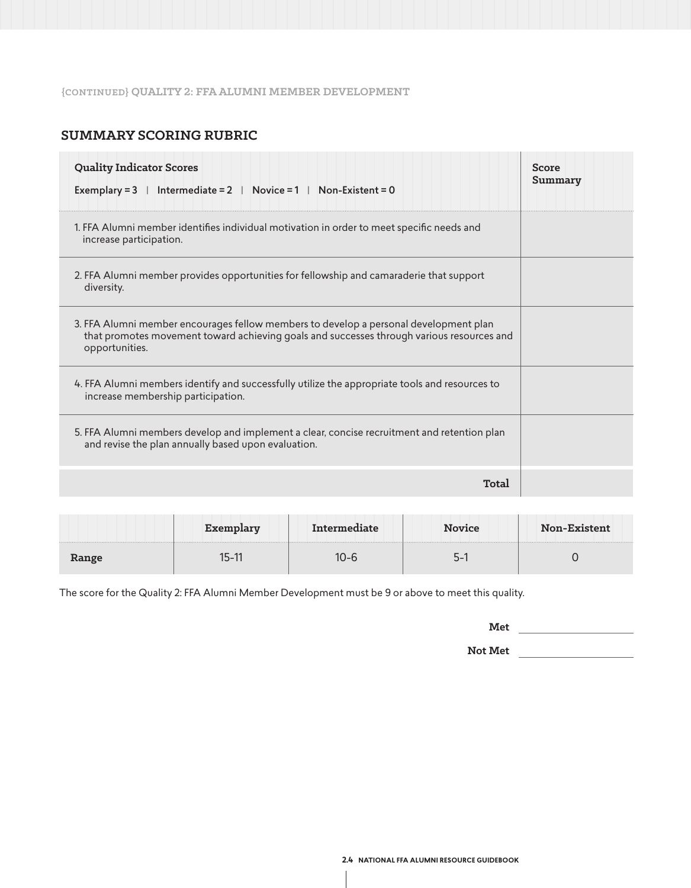{CONTINUED} QUALITY 2: FFA ALUMNI MEMBER DEVELOPMENT

## SUMMARY SCORING RUBRIC

| **Quality Indicator Scores**<br>Exemplary = 3 \| Intermediate = 2 \| Novice = 1 \| Non-Existent = 0 | **Score Summary** |
|---|---|
| 1. FFA Alumni member identifies individual motivation in order to meet specific needs and increase participation. | |
| 2. FFA Alumni member provides opportunities for fellowship and camaraderie that support diversity. | |
| 3. FFA Alumni member encourages fellow members to develop a personal development plan that promotes movement toward achieving goals and successes through various resources and opportunities. | |
| 4. FFA Alumni members identify and successfully utilize the appropriate tools and resources to increase membership participation. | |
| 5. FFA Alumni members develop and implement a clear, concise recruitment and retention plan and revise the plan annually based upon evaluation. | |
| **Total** | |

| | Exemplary | Intermediate | Novice | Non-Existent |
|---|---|---|---|---|
| **Range** | 15-11 | 10-6 | 5-1 | 0 |

The score for the Quality 2: FFA Alumni Member Development must be 9 or above to meet this quality.

**Met** ____________________

**Not Met** ____________________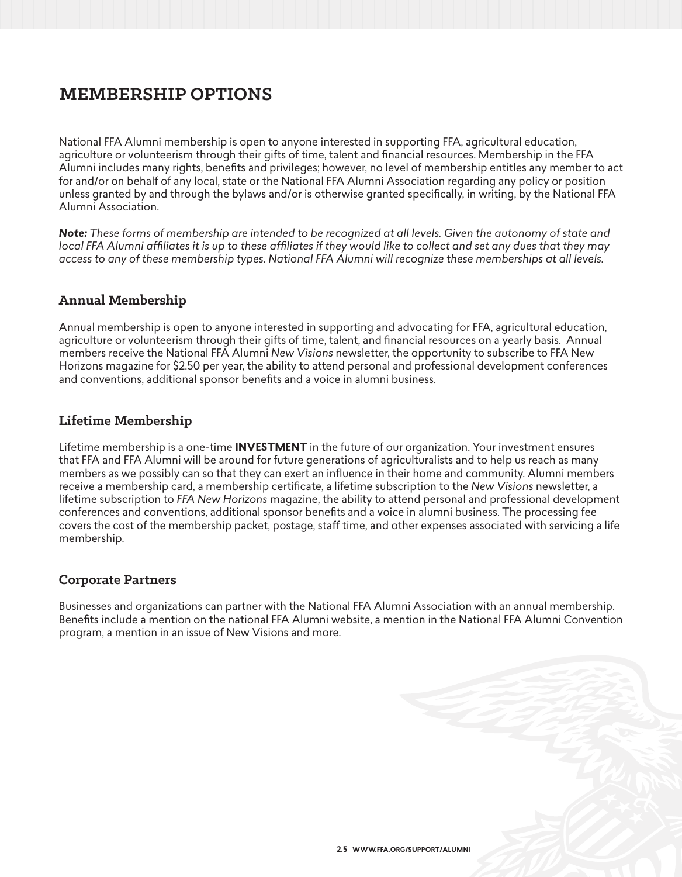# MEMBERSHIP OPTIONS

National FFA Alumni membership is open to anyone interested in supporting FFA, agricultural education, agriculture or volunteerism through their gifts of time, talent and financial resources. Membership in the FFA Alumni includes many rights, benefits and privileges; however, no level of membership entitles any member to act for and/or on behalf of any local, state or the National FFA Alumni Association regarding any policy or position unless granted by and through the bylaws and/or is otherwise granted specifically, in writing, by the National FFA Alumni Association.

***Note:*** *These forms of membership are intended to be recognized at all levels. Given the autonomy of state and local FFA Alumni affiliates it is up to these affiliates if they would like to collect and set any dues that they may access to any of these membership types. National FFA Alumni will recognize these memberships at all levels.*

## Annual Membership

Annual membership is open to anyone interested in supporting and advocating for FFA, agricultural education, agriculture or volunteerism through their gifts of time, talent, and financial resources on a yearly basis. Annual members receive the National FFA Alumni *New Visions* newsletter, the opportunity to subscribe to FFA New Horizons magazine for $2.50 per year, the ability to attend personal and professional development conferences and conventions, additional sponsor benefits and a voice in alumni business.

## Lifetime Membership

Lifetime membership is a one-time **INVESTMENT** in the future of our organization. Your investment ensures that FFA and FFA Alumni will be around for future generations of agriculturalists and to help us reach as many members as we possibly can so that they can exert an influence in their home and community. Alumni members receive a membership card, a membership certificate, a lifetime subscription to the *New Visions* newsletter, a lifetime subscription to *FFA New Horizons* magazine, the ability to attend personal and professional development conferences and conventions, additional sponsor benefits and a voice in alumni business. The processing fee covers the cost of the membership packet, postage, staff time, and other expenses associated with servicing a life membership.

## Corporate Partners

Businesses and organizations can partner with the National FFA Alumni Association with an annual membership. Benefits include a mention on the national FFA Alumni website, a mention in the National FFA Alumni Convention program, a mention in an issue of New Visions and more.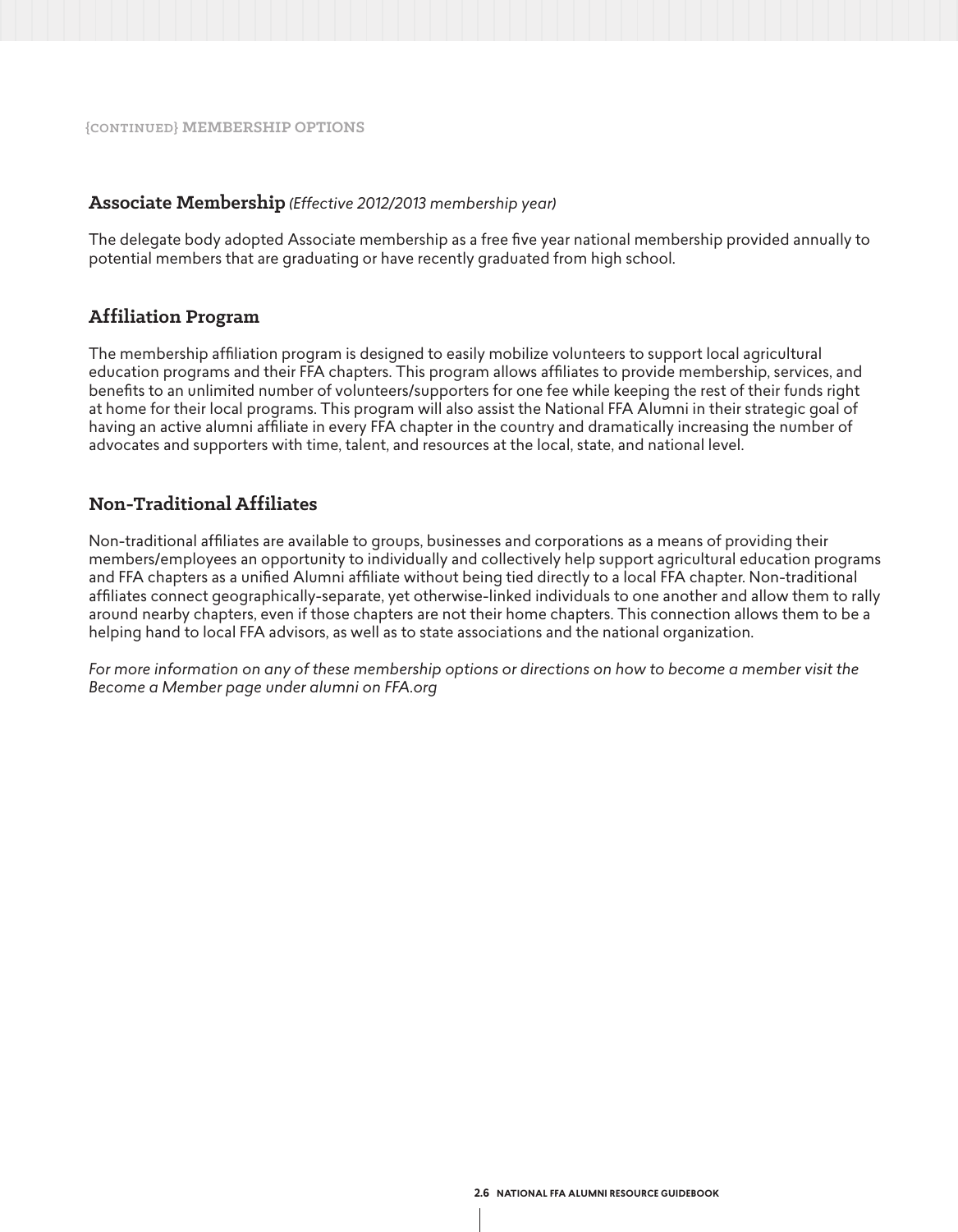{continued} MEMBERSHIP OPTIONS

## Associate Membership *(Effective 2012/2013 membership year)*

The delegate body adopted Associate membership as a free five year national membership provided annually to potential members that are graduating or have recently graduated from high school.

## Affiliation Program

The membership affiliation program is designed to easily mobilize volunteers to support local agricultural education programs and their FFA chapters. This program allows affiliates to provide membership, services, and benefits to an unlimited number of volunteers/supporters for one fee while keeping the rest of their funds right at home for their local programs. This program will also assist the National FFA Alumni in their strategic goal of having an active alumni affiliate in every FFA chapter in the country and dramatically increasing the number of advocates and supporters with time, talent, and resources at the local, state, and national level.

## Non-Traditional Affiliates

Non-traditional affiliates are available to groups, businesses and corporations as a means of providing their members/employees an opportunity to individually and collectively help support agricultural education programs and FFA chapters as a unified Alumni affiliate without being tied directly to a local FFA chapter. Non-traditional affiliates connect geographically-separate, yet otherwise-linked individuals to one another and allow them to rally around nearby chapters, even if those chapters are not their home chapters. This connection allows them to be a helping hand to local FFA advisors, as well as to state associations and the national organization.

*For more information on any of these membership options or directions on how to become a member visit the Become a Member page under alumni on FFA.org*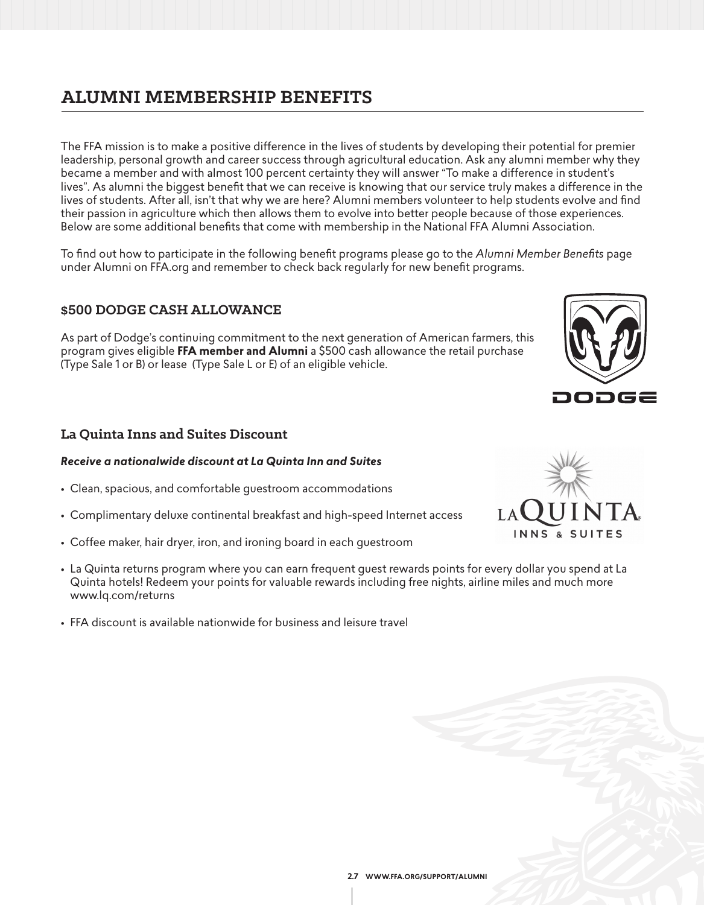# ALUMNI MEMBERSHIP BENEFITS

The FFA mission is to make a positive difference in the lives of students by developing their potential for premier leadership, personal growth and career success through agricultural education. Ask any alumni member why they became a member and with almost 100 percent certainty they will answer "To make a difference in student's lives". As alumni the biggest benefit that we can receive is knowing that our service truly makes a difference in the lives of students. After all, isn't that why we are here? Alumni members volunteer to help students evolve and find their passion in agriculture which then allows them to evolve into better people because of those experiences. Below are some additional benefits that come with membership in the National FFA Alumni Association.

To find out how to participate in the following benefit programs please go to the *Alumni Member Benefits* page under Alumni on FFA.org and remember to check back regularly for new benefit programs.

## $500 DODGE CASH ALLOWANCE

As part of Dodge's continuing commitment to the next generation of American farmers, this program gives eligible **FFA member and Alumni** a $500 cash allowance the retail purchase (Type Sale 1 or B) or lease (Type Sale L or E) of an eligible vehicle.

## La Quinta Inns and Suites Discount

***Receive a nationalwide discount at La Quinta Inn and Suites***

- Clean, spacious, and comfortable guestroom accommodations
- Complimentary deluxe continental breakfast and high-speed Internet access
- Coffee maker, hair dryer, iron, and ironing board in each guestroom
- La Quinta returns program where you can earn frequent guest rewards points for every dollar you spend at La Quinta hotels! Redeem your points for valuable rewards including free nights, airline miles and much more www.lq.com/returns
- FFA discount is available nationwide for business and leisure travel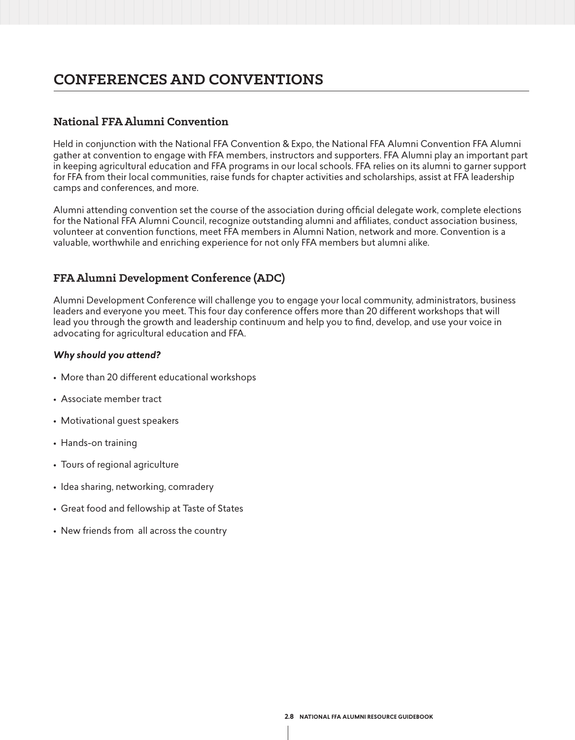# CONFERENCES AND CONVENTIONS

## National FFA Alumni Convention

Held in conjunction with the National FFA Convention & Expo, the National FFA Alumni Convention FFA Alumni gather at convention to engage with FFA members, instructors and supporters. FFA Alumni play an important part in keeping agricultural education and FFA programs in our local schools. FFA relies on its alumni to garner support for FFA from their local communities, raise funds for chapter activities and scholarships, assist at FFA leadership camps and conferences, and more.

Alumni attending convention set the course of the association during official delegate work, complete elections for the National FFA Alumni Council, recognize outstanding alumni and affiliates, conduct association business, volunteer at convention functions, meet FFA members in Alumni Nation, network and more. Convention is a valuable, worthwhile and enriching experience for not only FFA members but alumni alike.

## FFA Alumni Development Conference (ADC)

Alumni Development Conference will challenge you to engage your local community, administrators, business leaders and everyone you meet. This four day conference offers more than 20 different workshops that will lead you through the growth and leadership continuum and help you to find, develop, and use your voice in advocating for agricultural education and FFA.

***Why should you attend?***

- More than 20 different educational workshops
- Associate member tract
- Motivational guest speakers
- Hands-on training
- Tours of regional agriculture
- Idea sharing, networking, comradery
- Great food and fellowship at Taste of States
- New friends from  all across the country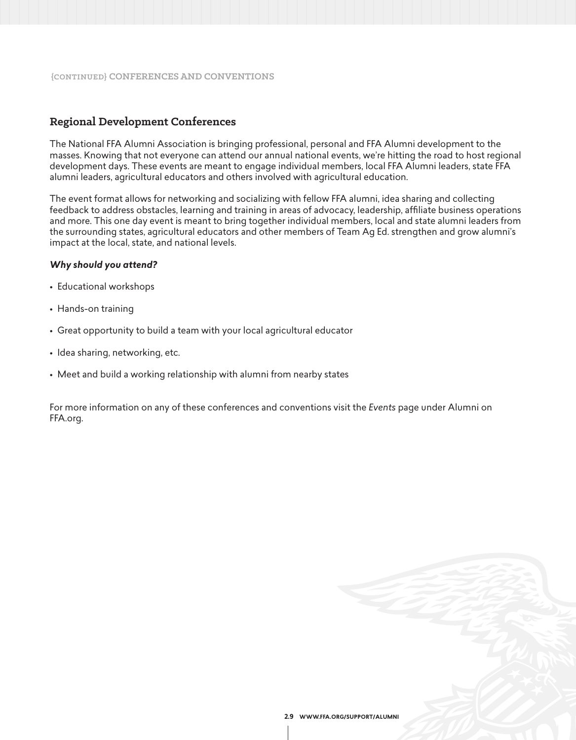{CONTINUED} CONFERENCES AND CONVENTIONS

## Regional Development Conferences

The National FFA Alumni Association is bringing professional, personal and FFA Alumni development to the masses. Knowing that not everyone can attend our annual national events, we're hitting the road to host regional development days. These events are meant to engage individual members, local FFA Alumni leaders, state FFA alumni leaders, agricultural educators and others involved with agricultural education.

The event format allows for networking and socializing with fellow FFA alumni, idea sharing and collecting feedback to address obstacles, learning and training in areas of advocacy, leadership, affiliate business operations and more. This one day event is meant to bring together individual members, local and state alumni leaders from the surrounding states, agricultural educators and other members of Team Ag Ed. strengthen and grow alumni's impact at the local, state, and national levels.

***Why should you attend?***

- Educational workshops
- Hands-on training
- Great opportunity to build a team with your local agricultural educator
- Idea sharing, networking, etc.
- Meet and build a working relationship with alumni from nearby states

For more information on any of these conferences and conventions visit the *Events* page under Alumni on FFA.org.